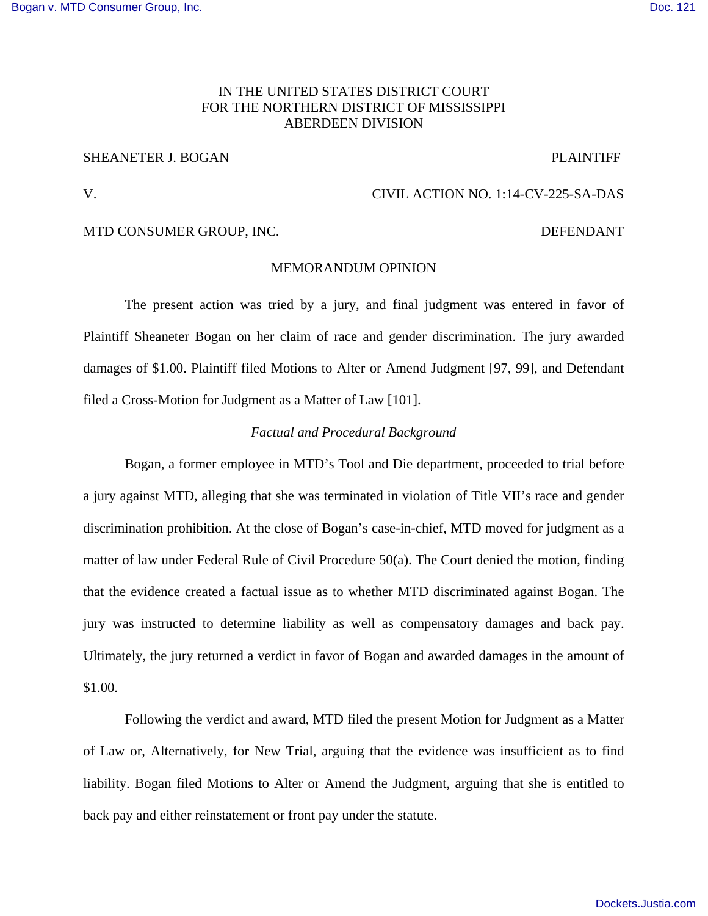IN THE UNITED STATES DISTRICT COURT
FOR THE NORTHERN DISTRICT OF MISSISSIPPI
ABERDEEN DIVISION

SHEANETER J. BOGAN PLAINTIFF

V. CIVIL ACTION NO. 1:14-CV-225-SA-DAS

MTD CONSUMER GROUP, INC. DEFENDANT

MEMORANDUM OPINION

The present action was tried by a jury, and final judgment was entered in favor of Plaintiff Sheaneter Bogan on her claim of race and gender discrimination. The jury awarded damages of $1.00. Plaintiff filed Motions to Alter or Amend Judgment [97, 99], and Defendant filed a Cross-Motion for Judgment as a Matter of Law [101].

*Factual and Procedural Background*

Bogan, a former employee in MTD's Tool and Die department, proceeded to trial before a jury against MTD, alleging that she was terminated in violation of Title VII's race and gender discrimination prohibition. At the close of Bogan's case-in-chief, MTD moved for judgment as a matter of law under Federal Rule of Civil Procedure 50(a). The Court denied the motion, finding that the evidence created a factual issue as to whether MTD discriminated against Bogan. The jury was instructed to determine liability as well as compensatory damages and back pay. Ultimately, the jury returned a verdict in favor of Bogan and awarded damages in the amount of $1.00.

Following the verdict and award, MTD filed the present Motion for Judgment as a Matter of Law or, Alternatively, for New Trial, arguing that the evidence was insufficient as to find liability. Bogan filed Motions to Alter or Amend the Judgment, arguing that she is entitled to back pay and either reinstatement or front pay under the statute.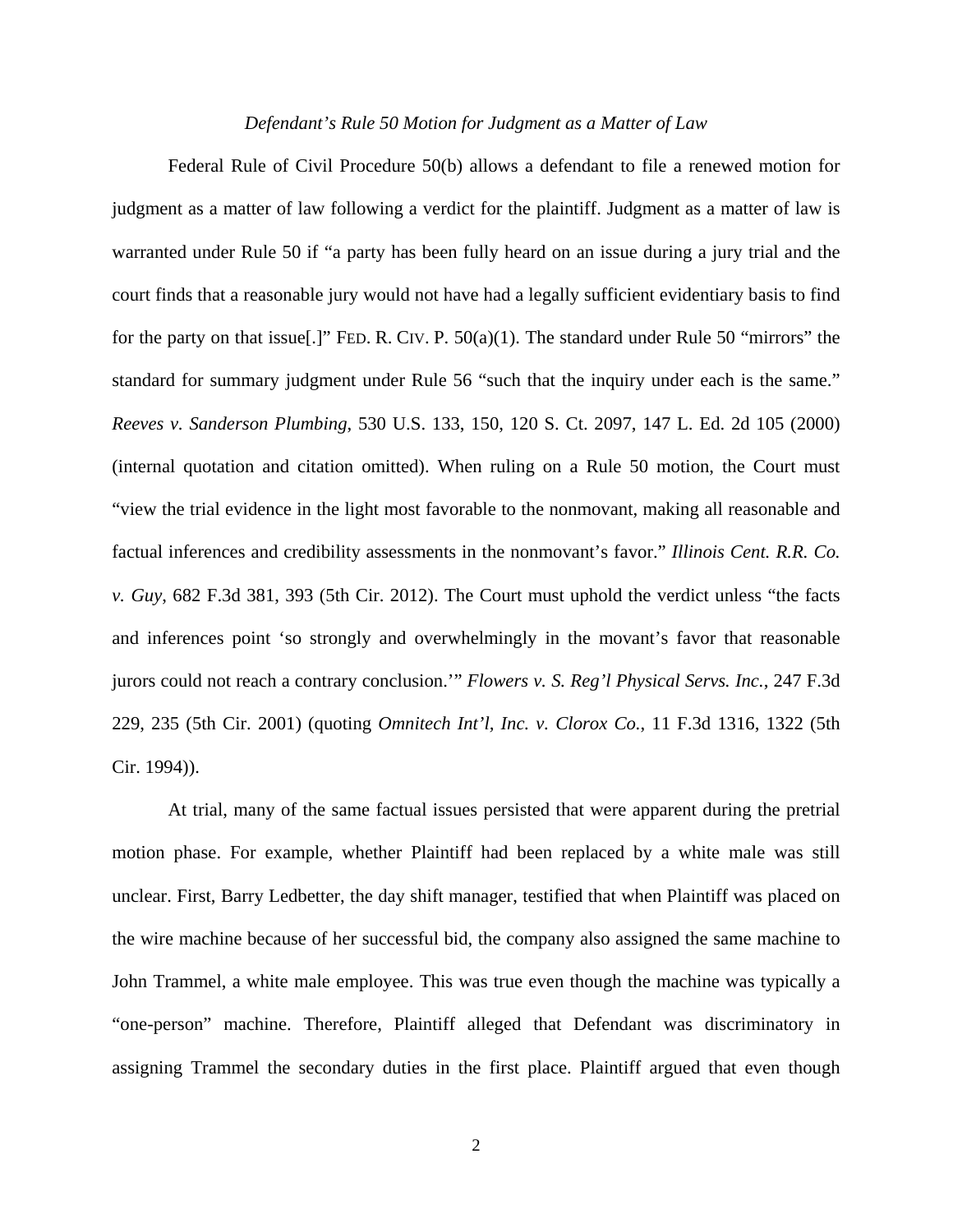*Defendant's Rule 50 Motion for Judgment as a Matter of Law*

Federal Rule of Civil Procedure 50(b) allows a defendant to file a renewed motion for judgment as a matter of law following a verdict for the plaintiff. Judgment as a matter of law is warranted under Rule 50 if "a party has been fully heard on an issue during a jury trial and the court finds that a reasonable jury would not have had a legally sufficient evidentiary basis to find for the party on that issue[.]" FED. R. CIV. P. 50(a)(1). The standard under Rule 50 "mirrors" the standard for summary judgment under Rule 56 "such that the inquiry under each is the same." *Reeves v. Sanderson Plumbing*, 530 U.S. 133, 150, 120 S. Ct. 2097, 147 L. Ed. 2d 105 (2000) (internal quotation and citation omitted). When ruling on a Rule 50 motion, the Court must "view the trial evidence in the light most favorable to the nonmovant, making all reasonable and factual inferences and credibility assessments in the nonmovant's favor." *Illinois Cent. R.R. Co. v. Guy*, 682 F.3d 381, 393 (5th Cir. 2012). The Court must uphold the verdict unless "the facts and inferences point 'so strongly and overwhelmingly in the movant's favor that reasonable jurors could not reach a contrary conclusion.'" *Flowers v. S. Reg'l Physical Servs. Inc.*, 247 F.3d 229, 235 (5th Cir. 2001) (quoting *Omnitech Int'l, Inc. v. Clorox Co.*, 11 F.3d 1316, 1322 (5th Cir. 1994)).

At trial, many of the same factual issues persisted that were apparent during the pretrial motion phase. For example, whether Plaintiff had been replaced by a white male was still unclear. First, Barry Ledbetter, the day shift manager, testified that when Plaintiff was placed on the wire machine because of her successful bid, the company also assigned the same machine to John Trammel, a white male employee. This was true even though the machine was typically a "one-person" machine. Therefore, Plaintiff alleged that Defendant was discriminatory in assigning Trammel the secondary duties in the first place. Plaintiff argued that even though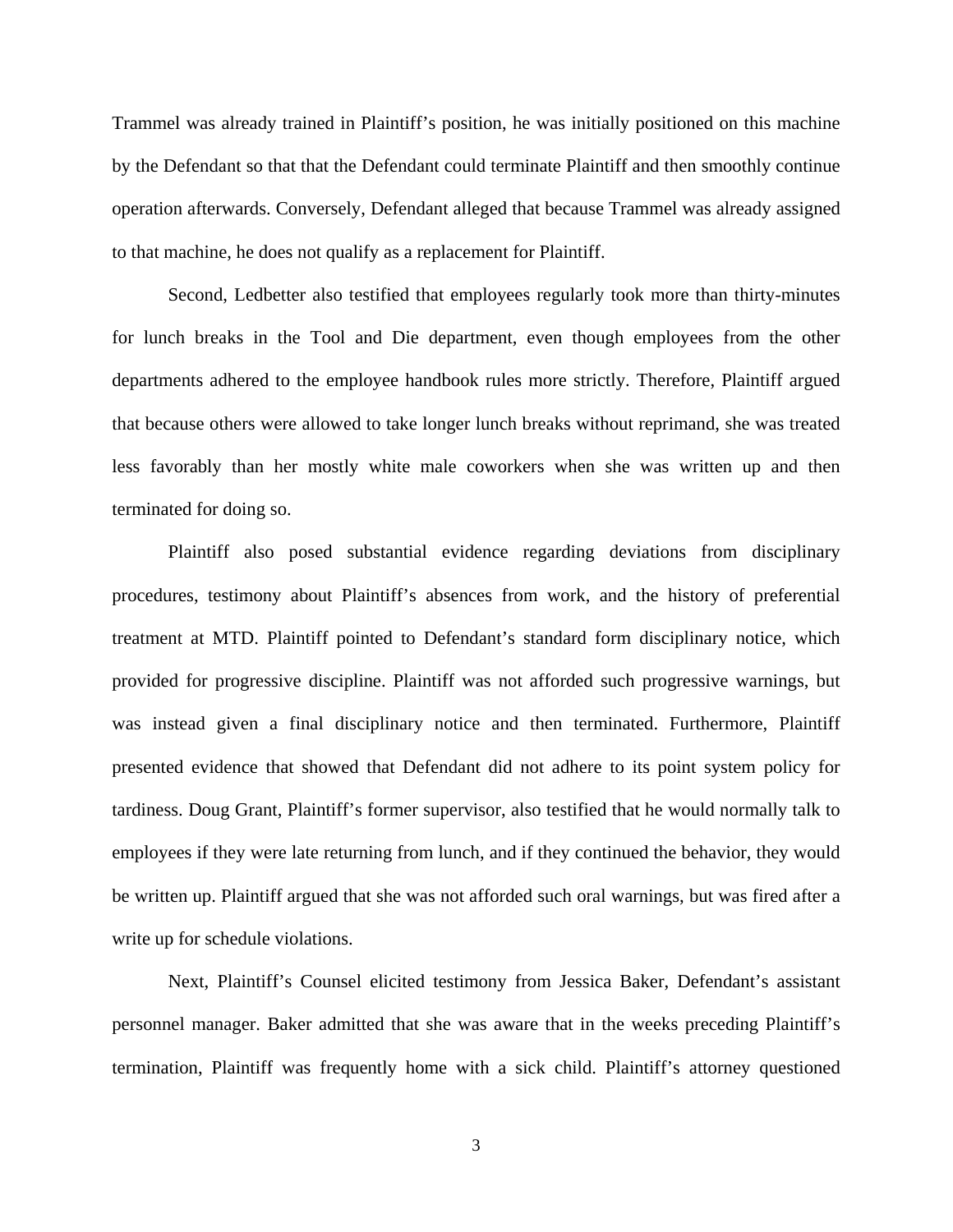Trammel was already trained in Plaintiff's position, he was initially positioned on this machine by the Defendant so that that the Defendant could terminate Plaintiff and then smoothly continue operation afterwards. Conversely, Defendant alleged that because Trammel was already assigned to that machine, he does not qualify as a replacement for Plaintiff.

Second, Ledbetter also testified that employees regularly took more than thirty-minutes for lunch breaks in the Tool and Die department, even though employees from the other departments adhered to the employee handbook rules more strictly. Therefore, Plaintiff argued that because others were allowed to take longer lunch breaks without reprimand, she was treated less favorably than her mostly white male coworkers when she was written up and then terminated for doing so.

Plaintiff also posed substantial evidence regarding deviations from disciplinary procedures, testimony about Plaintiff's absences from work, and the history of preferential treatment at MTD. Plaintiff pointed to Defendant's standard form disciplinary notice, which provided for progressive discipline. Plaintiff was not afforded such progressive warnings, but was instead given a final disciplinary notice and then terminated. Furthermore, Plaintiff presented evidence that showed that Defendant did not adhere to its point system policy for tardiness. Doug Grant, Plaintiff's former supervisor, also testified that he would normally talk to employees if they were late returning from lunch, and if they continued the behavior, they would be written up. Plaintiff argued that she was not afforded such oral warnings, but was fired after a write up for schedule violations.

Next, Plaintiff's Counsel elicited testimony from Jessica Baker, Defendant's assistant personnel manager. Baker admitted that she was aware that in the weeks preceding Plaintiff's termination, Plaintiff was frequently home with a sick child. Plaintiff's attorney questioned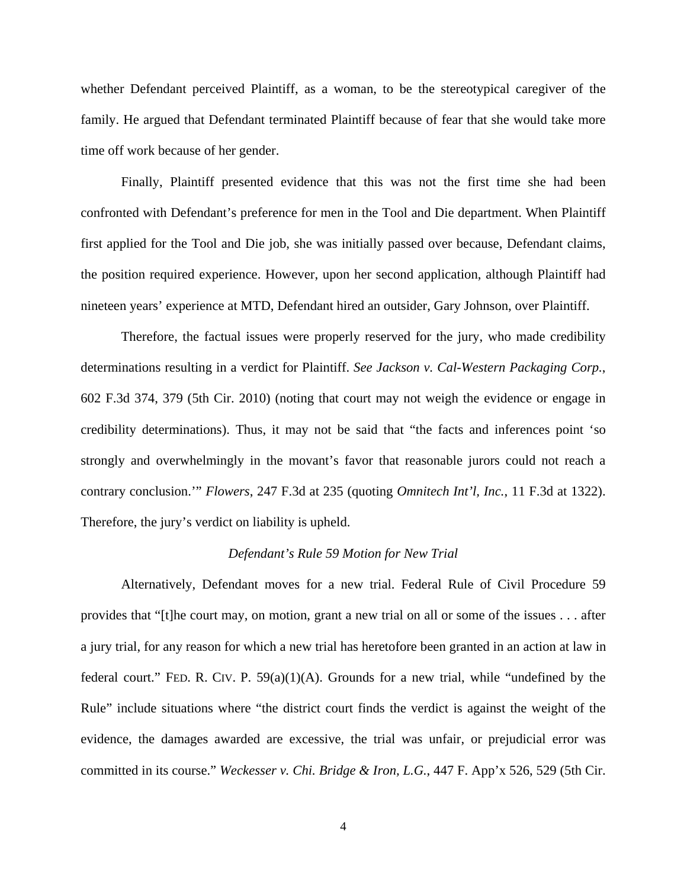whether Defendant perceived Plaintiff, as a woman, to be the stereotypical caregiver of the family. He argued that Defendant terminated Plaintiff because of fear that she would take more time off work because of her gender.

Finally, Plaintiff presented evidence that this was not the first time she had been confronted with Defendant's preference for men in the Tool and Die department. When Plaintiff first applied for the Tool and Die job, she was initially passed over because, Defendant claims, the position required experience. However, upon her second application, although Plaintiff had nineteen years' experience at MTD, Defendant hired an outsider, Gary Johnson, over Plaintiff.

Therefore, the factual issues were properly reserved for the jury, who made credibility determinations resulting in a verdict for Plaintiff. *See Jackson v. Cal-Western Packaging Corp.*, 602 F.3d 374, 379 (5th Cir. 2010) (noting that court may not weigh the evidence or engage in credibility determinations). Thus, it may not be said that "the facts and inferences point 'so strongly and overwhelmingly in the movant's favor that reasonable jurors could not reach a contrary conclusion.'" *Flowers*, 247 F.3d at 235 (quoting *Omnitech Int'l, Inc.*, 11 F.3d at 1322). Therefore, the jury's verdict on liability is upheld.

*Defendant's Rule 59 Motion for New Trial*

Alternatively, Defendant moves for a new trial. Federal Rule of Civil Procedure 59 provides that "[t]he court may, on motion, grant a new trial on all or some of the issues . . . after a jury trial, for any reason for which a new trial has heretofore been granted in an action at law in federal court." FED. R. CIV. P. 59(a)(1)(A). Grounds for a new trial, while "undefined by the Rule" include situations where "the district court finds the verdict is against the weight of the evidence, the damages awarded are excessive, the trial was unfair, or prejudicial error was committed in its course." *Weckesser v. Chi. Bridge & Iron, L.G.*, 447 F. App'x 526, 529 (5th Cir.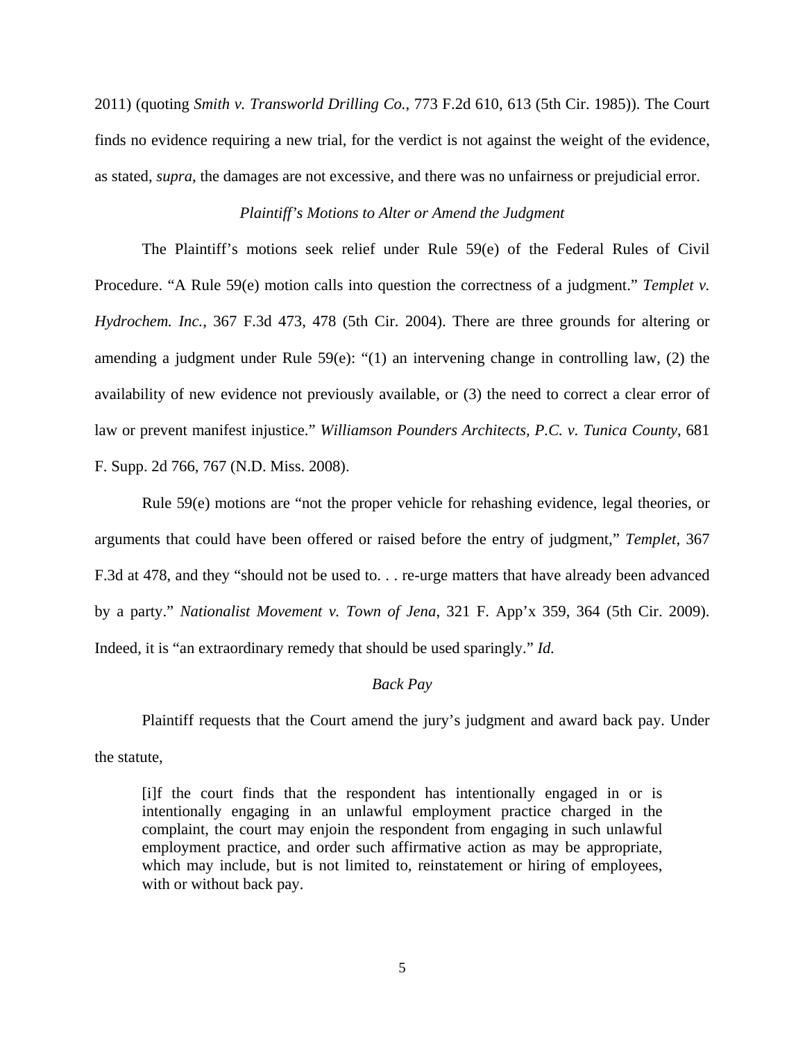2011) (quoting *Smith v. Transworld Drilling Co.*, 773 F.2d 610, 613 (5th Cir. 1985)). The Court finds no evidence requiring a new trial, for the verdict is not against the weight of the evidence, as stated, *supra*, the damages are not excessive, and there was no unfairness or prejudicial error.

*Plaintiff's Motions to Alter or Amend the Judgment*

The Plaintiff's motions seek relief under Rule 59(e) of the Federal Rules of Civil Procedure. "A Rule 59(e) motion calls into question the correctness of a judgment." *Templet v. Hydrochem. Inc.*, 367 F.3d 473, 478 (5th Cir. 2004). There are three grounds for altering or amending a judgment under Rule 59(e): "(1) an intervening change in controlling law, (2) the availability of new evidence not previously available, or (3) the need to correct a clear error of law or prevent manifest injustice." *Williamson Pounders Architects, P.C. v. Tunica County*, 681 F. Supp. 2d 766, 767 (N.D. Miss. 2008).

Rule 59(e) motions are "not the proper vehicle for rehashing evidence, legal theories, or arguments that could have been offered or raised before the entry of judgment," *Templet*, 367 F.3d at 478, and they "should not be used to. . . re-urge matters that have already been advanced by a party." *Nationalist Movement v. Town of Jena*, 321 F. App'x 359, 364 (5th Cir. 2009). Indeed, it is "an extraordinary remedy that should be used sparingly." *Id.*

*Back Pay*

Plaintiff requests that the Court amend the jury's judgment and award back pay. Under the statute,

> [i]f the court finds that the respondent has intentionally engaged in or is intentionally engaging in an unlawful employment practice charged in the complaint, the court may enjoin the respondent from engaging in such unlawful employment practice, and order such affirmative action as may be appropriate, which may include, but is not limited to, reinstatement or hiring of employees, with or without back pay.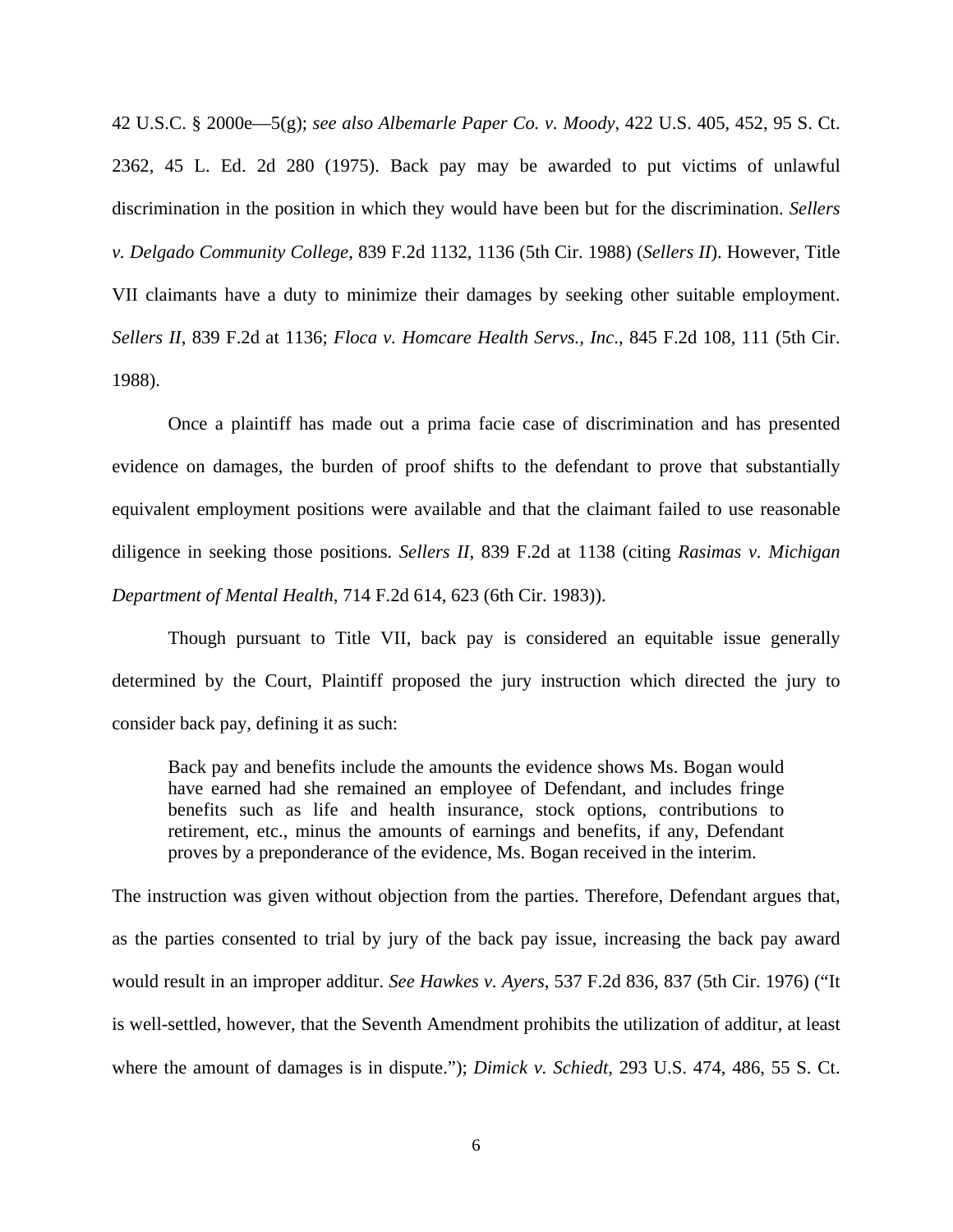42 U.S.C. § 2000e—5(g); *see also Albemarle Paper Co. v. Moody*, 422 U.S. 405, 452, 95 S. Ct. 2362, 45 L. Ed. 2d 280 (1975). Back pay may be awarded to put victims of unlawful discrimination in the position in which they would have been but for the discrimination. *Sellers v. Delgado Community College*, 839 F.2d 1132, 1136 (5th Cir. 1988) (*Sellers II*). However, Title VII claimants have a duty to minimize their damages by seeking other suitable employment. *Sellers II*, 839 F.2d at 1136; *Floca v. Homcare Health Servs., Inc.*, 845 F.2d 108, 111 (5th Cir. 1988).

Once a plaintiff has made out a prima facie case of discrimination and has presented evidence on damages, the burden of proof shifts to the defendant to prove that substantially equivalent employment positions were available and that the claimant failed to use reasonable diligence in seeking those positions. *Sellers II*, 839 F.2d at 1138 (citing *Rasimas v. Michigan Department of Mental Health*, 714 F.2d 614, 623 (6th Cir. 1983)).

Though pursuant to Title VII, back pay is considered an equitable issue generally determined by the Court, Plaintiff proposed the jury instruction which directed the jury to consider back pay, defining it as such:

> Back pay and benefits include the amounts the evidence shows Ms. Bogan would have earned had she remained an employee of Defendant, and includes fringe benefits such as life and health insurance, stock options, contributions to retirement, etc., minus the amounts of earnings and benefits, if any, Defendant proves by a preponderance of the evidence, Ms. Bogan received in the interim.

The instruction was given without objection from the parties. Therefore, Defendant argues that, as the parties consented to trial by jury of the back pay issue, increasing the back pay award would result in an improper additur. *See Hawkes v. Ayers*, 537 F.2d 836, 837 (5th Cir. 1976) ("It is well-settled, however, that the Seventh Amendment prohibits the utilization of additur, at least where the amount of damages is in dispute."); *Dimick v. Schiedt*, 293 U.S. 474, 486, 55 S. Ct.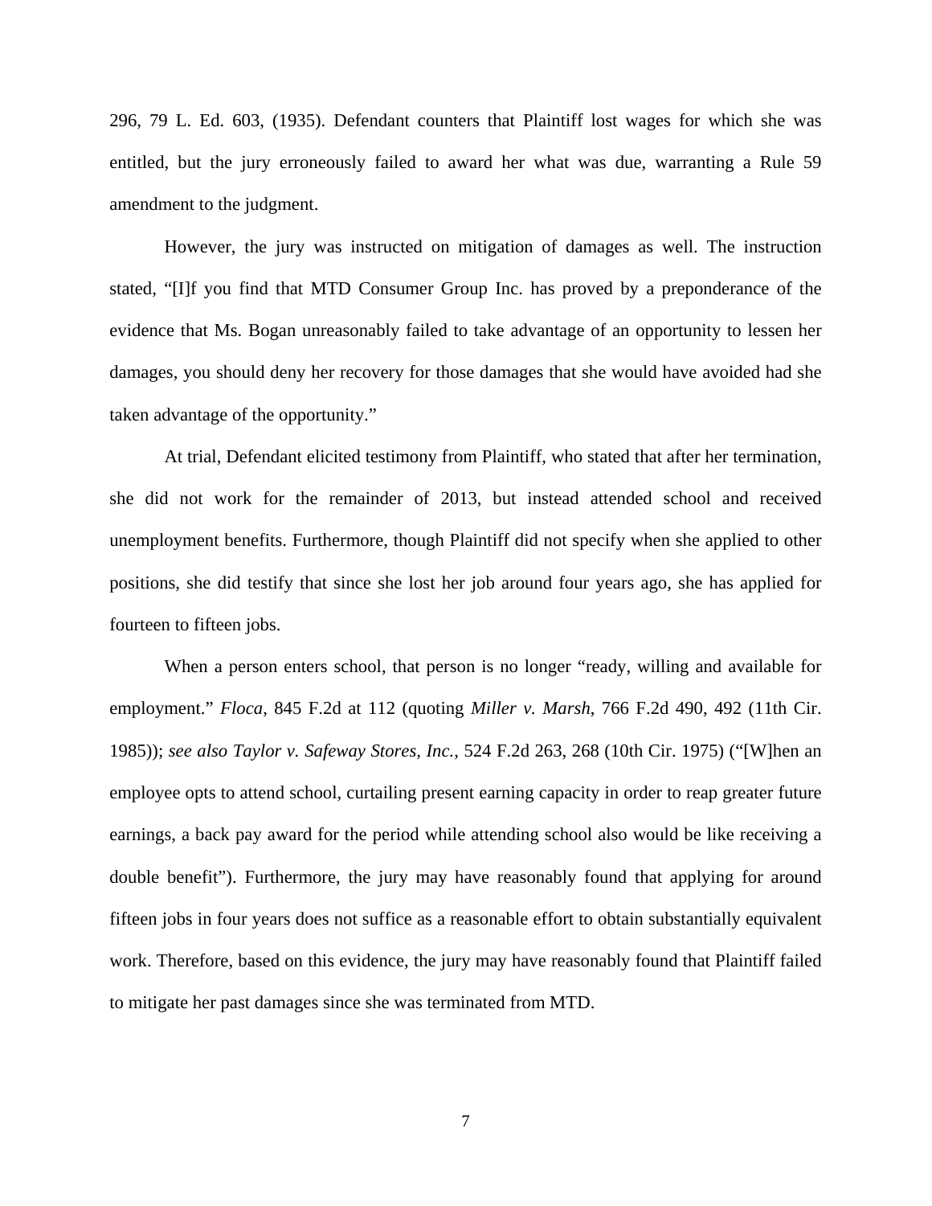296, 79 L. Ed. 603, (1935). Defendant counters that Plaintiff lost wages for which she was entitled, but the jury erroneously failed to award her what was due, warranting a Rule 59 amendment to the judgment.

However, the jury was instructed on mitigation of damages as well. The instruction stated, "[I]f you find that MTD Consumer Group Inc. has proved by a preponderance of the evidence that Ms. Bogan unreasonably failed to take advantage of an opportunity to lessen her damages, you should deny her recovery for those damages that she would have avoided had she taken advantage of the opportunity."

At trial, Defendant elicited testimony from Plaintiff, who stated that after her termination, she did not work for the remainder of 2013, but instead attended school and received unemployment benefits. Furthermore, though Plaintiff did not specify when she applied to other positions, she did testify that since she lost her job around four years ago, she has applied for fourteen to fifteen jobs.

When a person enters school, that person is no longer "ready, willing and available for employment." *Floca*, 845 F.2d at 112 (quoting *Miller v. Marsh*, 766 F.2d 490, 492 (11th Cir. 1985)); *see also Taylor v. Safeway Stores, Inc.*, 524 F.2d 263, 268 (10th Cir. 1975) ("[W]hen an employee opts to attend school, curtailing present earning capacity in order to reap greater future earnings, a back pay award for the period while attending school also would be like receiving a double benefit"). Furthermore, the jury may have reasonably found that applying for around fifteen jobs in four years does not suffice as a reasonable effort to obtain substantially equivalent work. Therefore, based on this evidence, the jury may have reasonably found that Plaintiff failed to mitigate her past damages since she was terminated from MTD.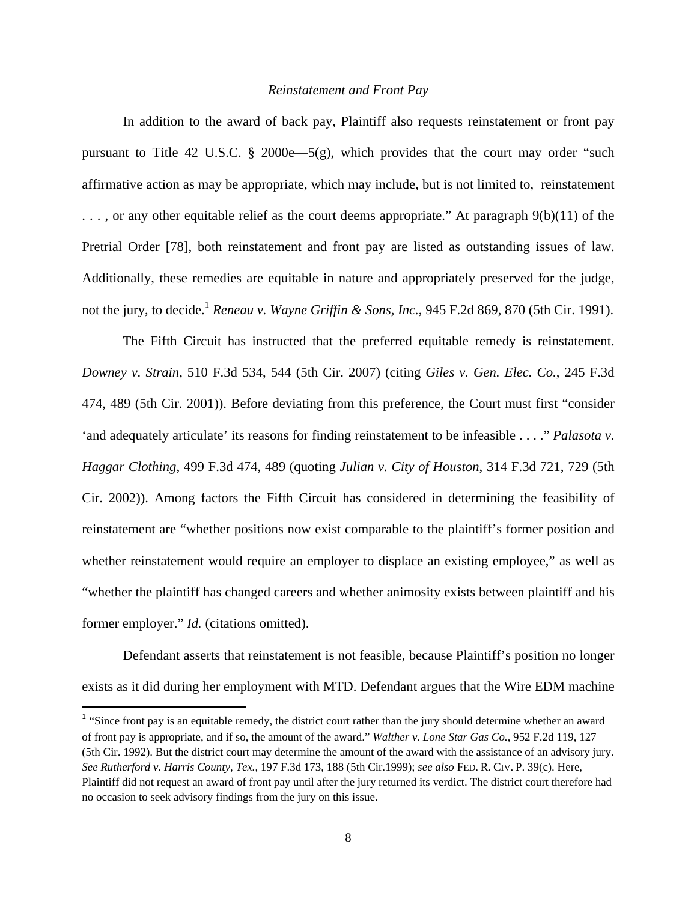*Reinstatement and Front Pay*

In addition to the award of back pay, Plaintiff also requests reinstatement or front pay pursuant to Title 42 U.S.C. § 2000e—5(g), which provides that the court may order "such affirmative action as may be appropriate, which may include, but is not limited to, reinstatement . . . , or any other equitable relief as the court deems appropriate." At paragraph 9(b)(11) of the Pretrial Order [78], both reinstatement and front pay are listed as outstanding issues of law. Additionally, these remedies are equitable in nature and appropriately preserved for the judge, not the jury, to decide.[1] *Reneau v. Wayne Griffin & Sons, Inc.*, 945 F.2d 869, 870 (5th Cir. 1991).

The Fifth Circuit has instructed that the preferred equitable remedy is reinstatement. *Downey v. Strain*, 510 F.3d 534, 544 (5th Cir. 2007) (citing *Giles v. Gen. Elec. Co.*, 245 F.3d 474, 489 (5th Cir. 2001)). Before deviating from this preference, the Court must first "consider 'and adequately articulate' its reasons for finding reinstatement to be infeasible . . . ." *Palasota v. Haggar Clothing*, 499 F.3d 474, 489 (quoting *Julian v. City of Houston*, 314 F.3d 721, 729 (5th Cir. 2002)). Among factors the Fifth Circuit has considered in determining the feasibility of reinstatement are "whether positions now exist comparable to the plaintiff's former position and whether reinstatement would require an employer to displace an existing employee," as well as "whether the plaintiff has changed careers and whether animosity exists between plaintiff and his former employer." *Id.* (citations omitted).

Defendant asserts that reinstatement is not feasible, because Plaintiff's position no longer exists as it did during her employment with MTD. Defendant argues that the Wire EDM machine

---

[1] "Since front pay is an equitable remedy, the district court rather than the jury should determine whether an award of front pay is appropriate, and if so, the amount of the award." *Walther v. Lone Star Gas Co.*, 952 F.2d 119, 127 (5th Cir. 1992). But the district court may determine the amount of the award with the assistance of an advisory jury. *See Rutherford v. Harris County, Tex.*, 197 F.3d 173, 188 (5th Cir.1999); *see also* FED. R. CIV. P. 39(c). Here, Plaintiff did not request an award of front pay until after the jury returned its verdict. The district court therefore had no occasion to seek advisory findings from the jury on this issue.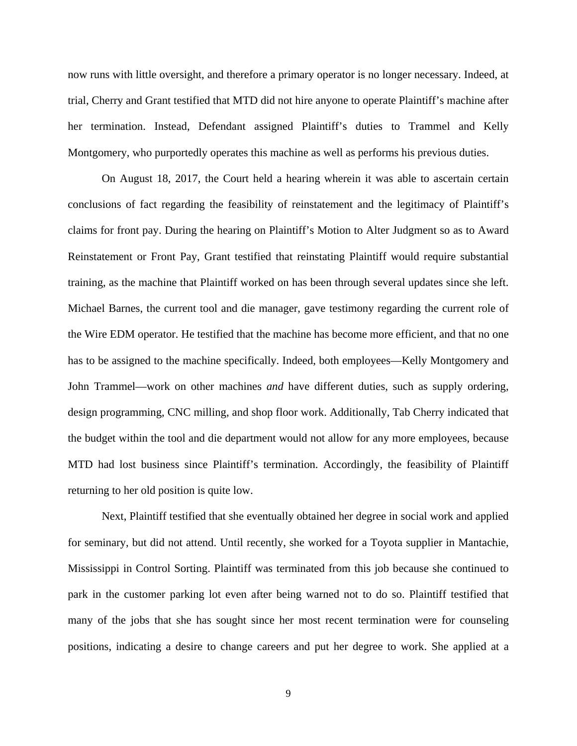now runs with little oversight, and therefore a primary operator is no longer necessary. Indeed, at trial, Cherry and Grant testified that MTD did not hire anyone to operate Plaintiff's machine after her termination. Instead, Defendant assigned Plaintiff's duties to Trammel and Kelly Montgomery, who purportedly operates this machine as well as performs his previous duties.

On August 18, 2017, the Court held a hearing wherein it was able to ascertain certain conclusions of fact regarding the feasibility of reinstatement and the legitimacy of Plaintiff's claims for front pay. During the hearing on Plaintiff's Motion to Alter Judgment so as to Award Reinstatement or Front Pay, Grant testified that reinstating Plaintiff would require substantial training, as the machine that Plaintiff worked on has been through several updates since she left. Michael Barnes, the current tool and die manager, gave testimony regarding the current role of the Wire EDM operator. He testified that the machine has become more efficient, and that no one has to be assigned to the machine specifically. Indeed, both employees—Kelly Montgomery and John Trammel—work on other machines *and* have different duties, such as supply ordering, design programming, CNC milling, and shop floor work. Additionally, Tab Cherry indicated that the budget within the tool and die department would not allow for any more employees, because MTD had lost business since Plaintiff's termination. Accordingly, the feasibility of Plaintiff returning to her old position is quite low.

Next, Plaintiff testified that she eventually obtained her degree in social work and applied for seminary, but did not attend. Until recently, she worked for a Toyota supplier in Mantachie, Mississippi in Control Sorting. Plaintiff was terminated from this job because she continued to park in the customer parking lot even after being warned not to do so. Plaintiff testified that many of the jobs that she has sought since her most recent termination were for counseling positions, indicating a desire to change careers and put her degree to work. She applied at a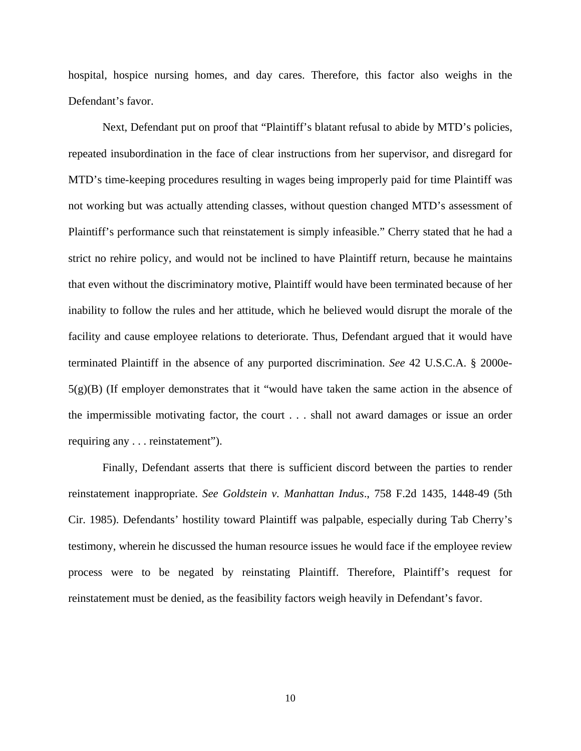hospital, hospice nursing homes, and day cares. Therefore, this factor also weighs in the Defendant's favor.

Next, Defendant put on proof that "Plaintiff's blatant refusal to abide by MTD's policies, repeated insubordination in the face of clear instructions from her supervisor, and disregard for MTD's time-keeping procedures resulting in wages being improperly paid for time Plaintiff was not working but was actually attending classes, without question changed MTD's assessment of Plaintiff's performance such that reinstatement is simply infeasible." Cherry stated that he had a strict no rehire policy, and would not be inclined to have Plaintiff return, because he maintains that even without the discriminatory motive, Plaintiff would have been terminated because of her inability to follow the rules and her attitude, which he believed would disrupt the morale of the facility and cause employee relations to deteriorate. Thus, Defendant argued that it would have terminated Plaintiff in the absence of any purported discrimination. *See* 42 U.S.C.A. § 2000e-5(g)(B) (If employer demonstrates that it "would have taken the same action in the absence of the impermissible motivating factor, the court . . . shall not award damages or issue an order requiring any . . . reinstatement").

Finally, Defendant asserts that there is sufficient discord between the parties to render reinstatement inappropriate. *See Goldstein v. Manhattan Indus*., 758 F.2d 1435, 1448-49 (5th Cir. 1985). Defendants' hostility toward Plaintiff was palpable, especially during Tab Cherry's testimony, wherein he discussed the human resource issues he would face if the employee review process were to be negated by reinstating Plaintiff. Therefore, Plaintiff's request for reinstatement must be denied, as the feasibility factors weigh heavily in Defendant's favor.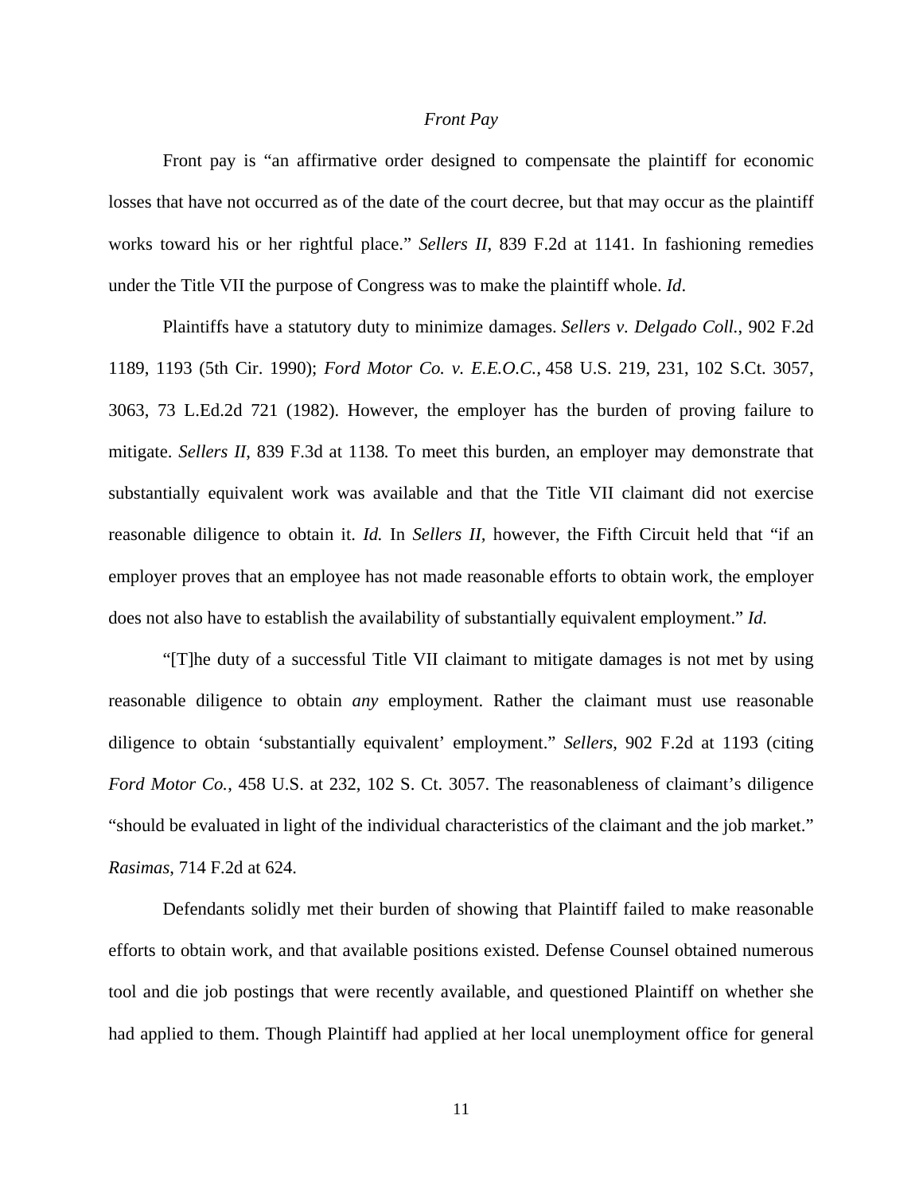*Front Pay*

Front pay is "an affirmative order designed to compensate the plaintiff for economic losses that have not occurred as of the date of the court decree, but that may occur as the plaintiff works toward his or her rightful place." *Sellers II*, 839 F.2d at 1141. In fashioning remedies under the Title VII the purpose of Congress was to make the plaintiff whole. *Id*.

Plaintiffs have a statutory duty to minimize damages. *Sellers v. Delgado Coll.*, 902 F.2d 1189, 1193 (5th Cir. 1990); *Ford Motor Co. v. E.E.O.C.*, 458 U.S. 219, 231, 102 S.Ct. 3057, 3063, 73 L.Ed.2d 721 (1982). However, the employer has the burden of proving failure to mitigate. *Sellers II*, 839 F.3d at 1138. To meet this burden, an employer may demonstrate that substantially equivalent work was available and that the Title VII claimant did not exercise reasonable diligence to obtain it. *Id.* In *Sellers II*, however, the Fifth Circuit held that "if an employer proves that an employee has not made reasonable efforts to obtain work, the employer does not also have to establish the availability of substantially equivalent employment." *Id.*

"[T]he duty of a successful Title VII claimant to mitigate damages is not met by using reasonable diligence to obtain *any* employment. Rather the claimant must use reasonable diligence to obtain 'substantially equivalent' employment." *Sellers*, 902 F.2d at 1193 (citing *Ford Motor Co.*, 458 U.S. at 232, 102 S. Ct. 3057. The reasonableness of claimant's diligence "should be evaluated in light of the individual characteristics of the claimant and the job market." *Rasimas*, 714 F.2d at 624.

Defendants solidly met their burden of showing that Plaintiff failed to make reasonable efforts to obtain work, and that available positions existed. Defense Counsel obtained numerous tool and die job postings that were recently available, and questioned Plaintiff on whether she had applied to them. Though Plaintiff had applied at her local unemployment office for general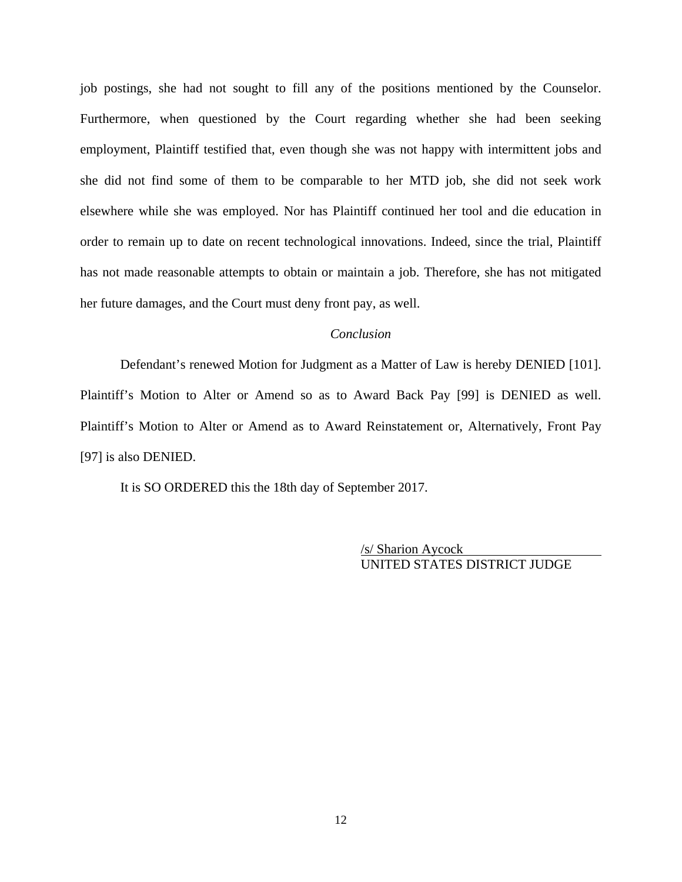job postings, she had not sought to fill any of the positions mentioned by the Counselor. Furthermore, when questioned by the Court regarding whether she had been seeking employment, Plaintiff testified that, even though she was not happy with intermittent jobs and she did not find some of them to be comparable to her MTD job, she did not seek work elsewhere while she was employed. Nor has Plaintiff continued her tool and die education in order to remain up to date on recent technological innovations. Indeed, since the trial, Plaintiff has not made reasonable attempts to obtain or maintain a job. Therefore, she has not mitigated her future damages, and the Court must deny front pay, as well.

*Conclusion*

Defendant's renewed Motion for Judgment as a Matter of Law is hereby DENIED [101]. Plaintiff's Motion to Alter or Amend so as to Award Back Pay [99] is DENIED as well. Plaintiff's Motion to Alter or Amend as to Award Reinstatement or, Alternatively, Front Pay [97] is also DENIED.

It is SO ORDERED this the 18th day of September 2017.

/s/ Sharion Aycock
UNITED STATES DISTRICT JUDGE